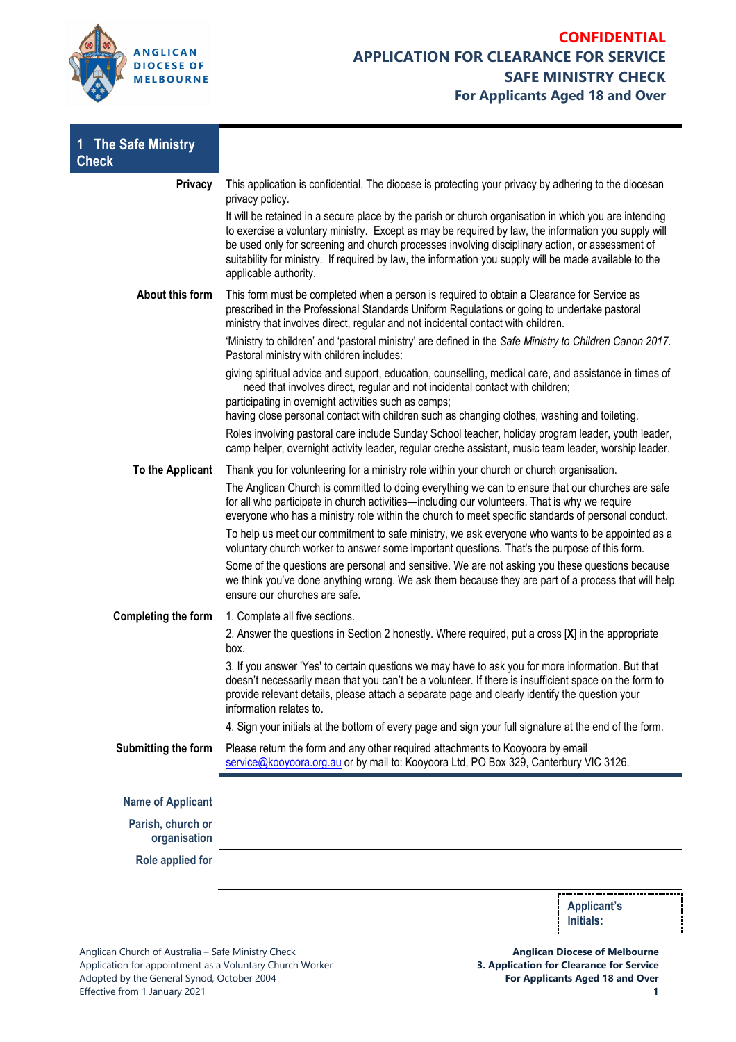**CONFIDENTIAL**

# APPLICATION FOR CLEARANCE FOR SERVICE
## SAFE MINISTRY CHECK
### For Applicants Aged 18 and Over

## 1 The Safe Ministry Check

**Privacy**

This application is confidential. The diocese is protecting your privacy by adhering to the diocesan privacy policy.

It will be retained in a secure place by the parish or church organisation in which you are intending to exercise a voluntary ministry. Except as may be required by law, the information you supply will be used only for screening and church processes involving disciplinary action, or assessment of suitability for ministry. If required by law, the information you supply will be made available to the applicable authority.

**About this form**

This form must be completed when a person is required to obtain a Clearance for Service as prescribed in the Professional Standards Uniform Regulations or going to undertake pastoral ministry that involves direct, regular and not incidental contact with children.

'Ministry to children' and 'pastoral ministry' are defined in the *Safe Ministry to Children Canon 2017*. Pastoral ministry with children includes:

- giving spiritual advice and support, education, counselling, medical care, and assistance in times of need that involves direct, regular and not incidental contact with children;
- participating in overnight activities such as camps;
- having close personal contact with children such as changing clothes, washing and toileting.

Roles involving pastoral care include Sunday School teacher, holiday program leader, youth leader, camp helper, overnight activity leader, regular creche assistant, music team leader, worship leader.

**To the Applicant**

Thank you for volunteering for a ministry role within your church or church organisation.

The Anglican Church is committed to doing everything we can to ensure that our churches are safe for all who participate in church activities—including our volunteers. That is why we require everyone who has a ministry role within the church to meet specific standards of personal conduct.

To help us meet our commitment to safe ministry, we ask everyone who wants to be appointed as a voluntary church worker to answer some important questions. That's the purpose of this form.

Some of the questions are personal and sensitive. We are not asking you these questions because we think you've done anything wrong. We ask them because they are part of a process that will help ensure our churches are safe.

**Completing the form**

1. Complete all five sections.
2. Answer the questions in Section 2 honestly. Where required, put a cross [**X**] in the appropriate box.
3. If you answer 'Yes' to certain questions we may have to ask you for more information. But that doesn't necessarily mean that you can't be a volunteer. If there is insufficient space on the form to provide relevant details, please attach a separate page and clearly identify the question your information relates to.
4. Sign your initials at the bottom of every page and sign your full signature at the end of the form.

**Submitting the form**

Please return the form and any other required attachments to Kooyoora by email service@kooyoora.org.au or by mail to: Kooyoora Ltd, PO Box 329, Canterbury VIC 3126.

**Name of Applicant** ____________________

**Parish, church or organisation** ____________________

**Role applied for** ____________________

**Applicant's Initials:** ________

Anglican Church of Australia – Safe Ministry Check
Application for appointment as a Voluntary Church Worker
Adopted by the General Synod, October 2004
Effective from 1 January 2021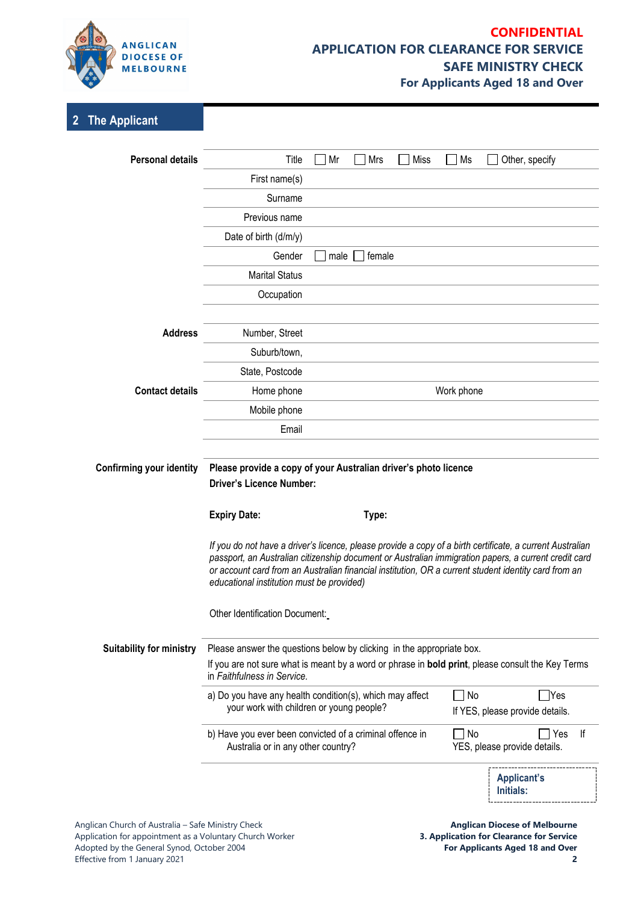**CONFIDENTIAL**
**APPLICATION FOR CLEARANCE FOR SERVICE**
**SAFE MINISTRY CHECK**
**For Applicants Aged 18 and Over**

## 2 The Applicant

**Personal details**

| | |
|---|---|
| Title | ☐ Mr ☐ Mrs ☐ Miss ☐ Ms ☐ Other, specify |
| First name(s) | |
| Surname | |
| Previous name | |
| Date of birth (d/m/y) | |
| Gender | ☐ male ☐ female |
| Marital Status | |
| Occupation | |

**Address**

| | |
|---|---|
| Number, Street | |
| Suburb/town, | |
| State, Postcode | |

**Contact details**

| | | | |
|---|---|---|---|
| Home phone | | Work phone | |
| Mobile phone | | | |
| Email | | | |

**Confirming your identity**

**Please provide a copy of your Australian driver's photo licence**

**Driver's Licence Number:**

**Expiry Date:** **Type:**

*If you do not have a driver's licence, please provide a copy of a birth certificate, a current Australian passport, an Australian citizenship document or Australian immigration papers, a current credit card or account card from an Australian financial institution, OR a current student identity card from an educational institution must be provided)*

Other Identification Document:

**Suitability for ministry**

Please answer the questions below by clicking in the appropriate box.

If you are not sure what is meant by a word or phrase in **bold print**, please consult the Key Terms in *Faithfulness in Service.*

| | |
|---|---|
| a) Do you have any health condition(s), which may affect your work with children or young people? | ☐ No ☐ Yes<br>If YES, please provide details. |
| b) Have you ever been convicted of a criminal offence in Australia or in any other country? | ☐ No ☐ Yes If YES, please provide details. |

**Applicant's Initials:**

Anglican Church of Australia – Safe Ministry Check
Application for appointment as a Voluntary Church Worker
Adopted by the General Synod, October 2004
Effective from 1 January 2021

**Anglican Diocese of Melbourne**
**3. Application for Clearance for Service**
**For Applicants Aged 18 and Over**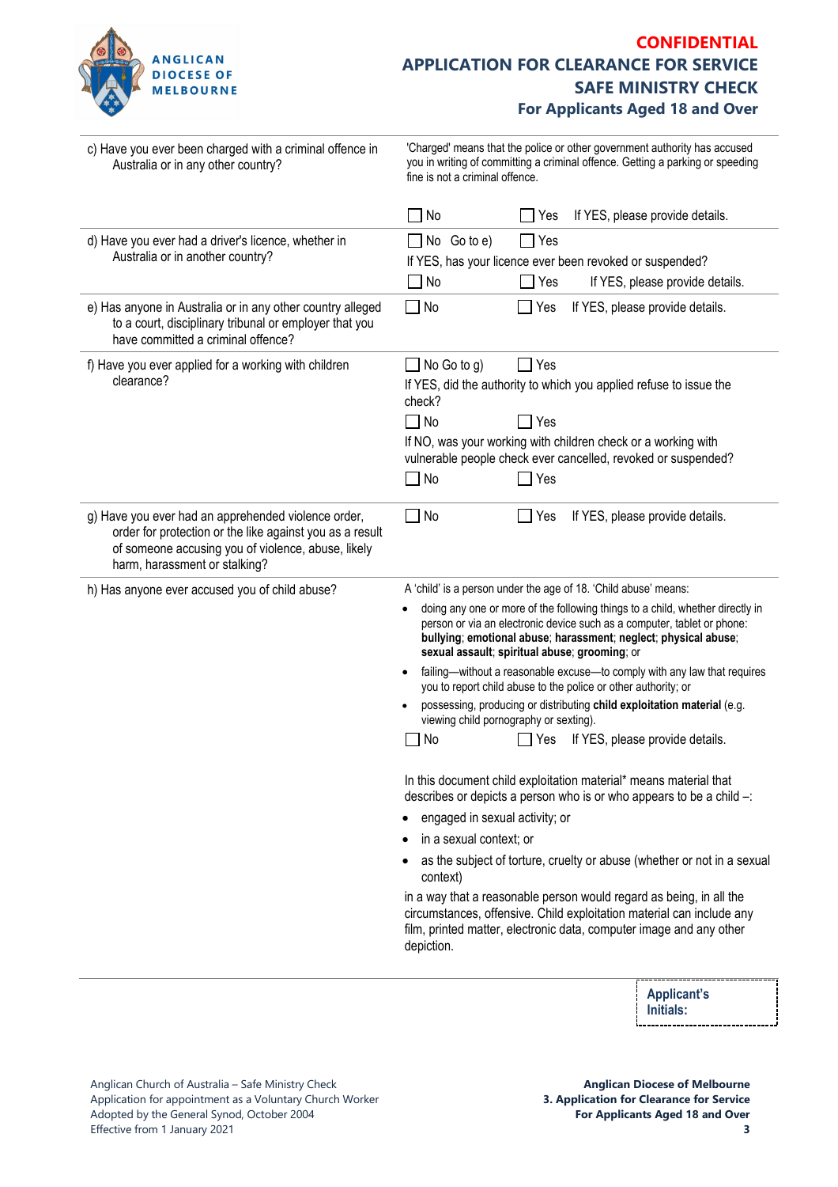**CONFIDENTIAL**

**APPLICATION FOR CLEARANCE FOR SERVICE**

**SAFE MINISTRY CHECK**

**For Applicants Aged 18 and Over**

| | |
|---|---|
| c) Have you ever been charged with a criminal offence in Australia or in any other country? | 'Charged' means that the police or other government authority has accused you in writing of committing a criminal offence. Getting a parking or speeding fine is not a criminal offence.<br><br>☐ No ☐ Yes If YES, please provide details. |
| d) Have you ever had a driver's licence, whether in Australia or in another country? | ☐ No Go to e) ☐ Yes<br>If YES, has your licence ever been revoked or suspended?<br>☐ No ☐ Yes If YES, please provide details. |
| e) Has anyone in Australia or in any other country alleged to a court, disciplinary tribunal or employer that you have committed a criminal offence? | ☐ No ☐ Yes If YES, please provide details. |
| f) Have you ever applied for a working with children clearance? | ☐ No Go to g) ☐ Yes<br>If YES, did the authority to which you applied refuse to issue the check?<br>☐ No ☐ Yes<br>If NO, was your working with children check or a working with vulnerable people check ever cancelled, revoked or suspended?<br>☐ No ☐ Yes |
| g) Have you ever had an apprehended violence order, order for protection or the like against you as a result of someone accusing you of violence, abuse, likely harm, harassment or stalking? | ☐ No ☐ Yes If YES, please provide details. |
| h) Has anyone ever accused you of child abuse? | A 'child' is a person under the age of 18. 'Child abuse' means:<br>• doing any one or more of the following things to a child, whether directly in person or via an electronic device such as a computer, tablet or phone: **bullying**; **emotional abuse**; **harassment**; **neglect**; **physical abuse**; **sexual assault**; **spiritual abuse**; **grooming**; or<br>• failing—without a reasonable excuse—to comply with any law that requires you to report child abuse to the police or other authority; or<br>• possessing, producing or distributing **child exploitation material** (e.g. viewing child pornography or sexting).<br>☐ No ☐ Yes If YES, please provide details.<br><br>In this document child exploitation material* means material that describes or depicts a person who is or who appears to be a child –:<br>• engaged in sexual activity; or<br>• in a sexual context; or<br>• as the subject of torture, cruelty or abuse (whether or not in a sexual context)<br>in a way that a reasonable person would regard as being, in all the circumstances, offensive. Child exploitation material can include any film, printed matter, electronic data, computer image and any other depiction. |

**Applicant's Initials:**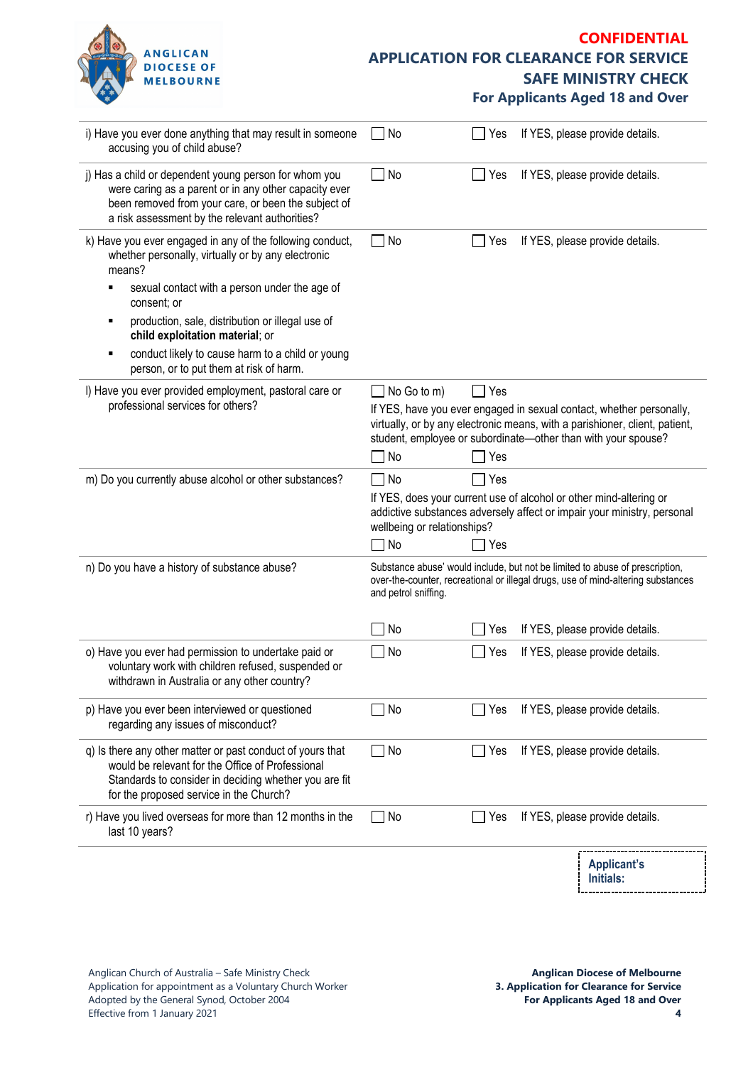**CONFIDENTIAL**

**APPLICATION FOR CLEARANCE FOR SERVICE**
**SAFE MINISTRY CHECK**
**For Applicants Aged 18 and Over**

| Question | No | Yes |
|---|---|---|
| i) Have you ever done anything that may result in someone accusing you of child abuse? | ☐ No | ☐ Yes If YES, please provide details. |
| j) Has a child or dependent young person for whom you were caring as a parent or in any other capacity ever been removed from your care, or been the subject of a risk assessment by the relevant authorities? | ☐ No | ☐ Yes If YES, please provide details. |
| k) Have you ever engaged in any of the following conduct, whether personally, virtually or by any electronic means?<br>▪ sexual contact with a person under the age of consent; or<br>▪ production, sale, distribution or illegal use of **child exploitation material**; or<br>▪ conduct likely to cause harm to a child or young person, or to put them at risk of harm. | ☐ No | ☐ Yes If YES, please provide details. |
| l) Have you ever provided employment, pastoral care or professional services for others? | ☐ No Go to m)<br>If YES, have you ever engaged in sexual contact, whether personally, virtually, or by any electronic means, with a parishioner, client, patient, student, employee or subordinate—other than with your spouse?<br>☐ No | ☐ Yes<br><br><br>☐ Yes |
| m) Do you currently abuse alcohol or other substances? | ☐ No<br>If YES, does your current use of alcohol or other mind-altering or addictive substances adversely affect or impair your ministry, personal wellbeing or relationships?<br>☐ No | ☐ Yes<br><br><br>☐ Yes |
| n) Do you have a history of substance abuse? | Substance abuse' would include, but not be limited to abuse of prescription, over-the-counter, recreational or illegal drugs, use of mind-altering substances and petrol sniffing.<br>☐ No | <br><br>☐ Yes If YES, please provide details. |
| o) Have you ever had permission to undertake paid or voluntary work with children refused, suspended or withdrawn in Australia or any other country? | ☐ No | ☐ Yes If YES, please provide details. |
| p) Have you ever been interviewed or questioned regarding any issues of misconduct? | ☐ No | ☐ Yes If YES, please provide details. |
| q) Is there any other matter or past conduct of yours that would be relevant for the Office of Professional Standards to consider in deciding whether you are fit for the proposed service in the Church? | ☐ No | ☐ Yes If YES, please provide details. |
| r) Have you lived overseas for more than 12 months in the last 10 years? | ☐ No | ☐ Yes If YES, please provide details. |

**Applicant's Initials:**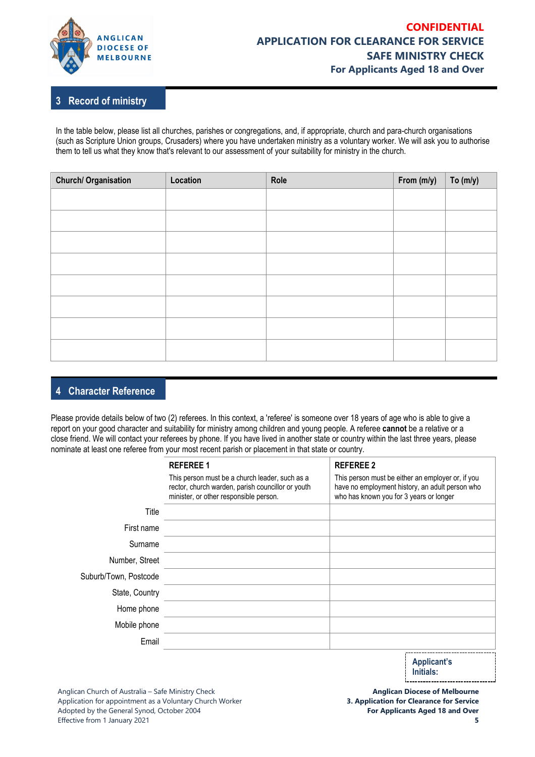**CONFIDENTIAL**
**APPLICATION FOR CLEARANCE FOR SERVICE**
**SAFE MINISTRY CHECK**
**For Applicants Aged 18 and Over**

## 3 Record of ministry

In the table below, please list all churches, parishes or congregations, and, if appropriate, church and para-church organisations (such as Scripture Union groups, Crusaders) where you have undertaken ministry as a voluntary worker. We will ask you to authorise them to tell us what they know that's relevant to our assessment of your suitability for ministry in the church.

| Church/ Organisation | Location | Role | From (m/y) | To (m/y) |
|---|---|---|---|---|
| | | | | |
| | | | | |
| | | | | |
| | | | | |
| | | | | |
| | | | | |
| | | | | |
| | | | | |

## 4 Character Reference

Please provide details below of two (2) referees. In this context, a 'referee' is someone over 18 years of age who is able to give a report on your good character and suitability for ministry among children and young people. A referee **cannot** be a relative or a close friend. We will contact your referees by phone. If you have lived in another state or country within the last three years, please nominate at least one referee from your most recent parish or placement in that state or country.

| | **REFEREE 1**<br>This person must be a church leader, such as a rector, church warden, parish councillor or youth minister, or other responsible person. | **REFEREE 2**<br>This person must be either an employer or, if you have no employment history, an adult person who who has known you for 3 years or longer |
|---|---|---|
| Title | | |
| First name | | |
| Surname | | |
| Number, Street | | |
| Suburb/Town, Postcode | | |
| State, Country | | |
| Home phone | | |
| Mobile phone | | |
| Email | | |

**Applicant's Initials:**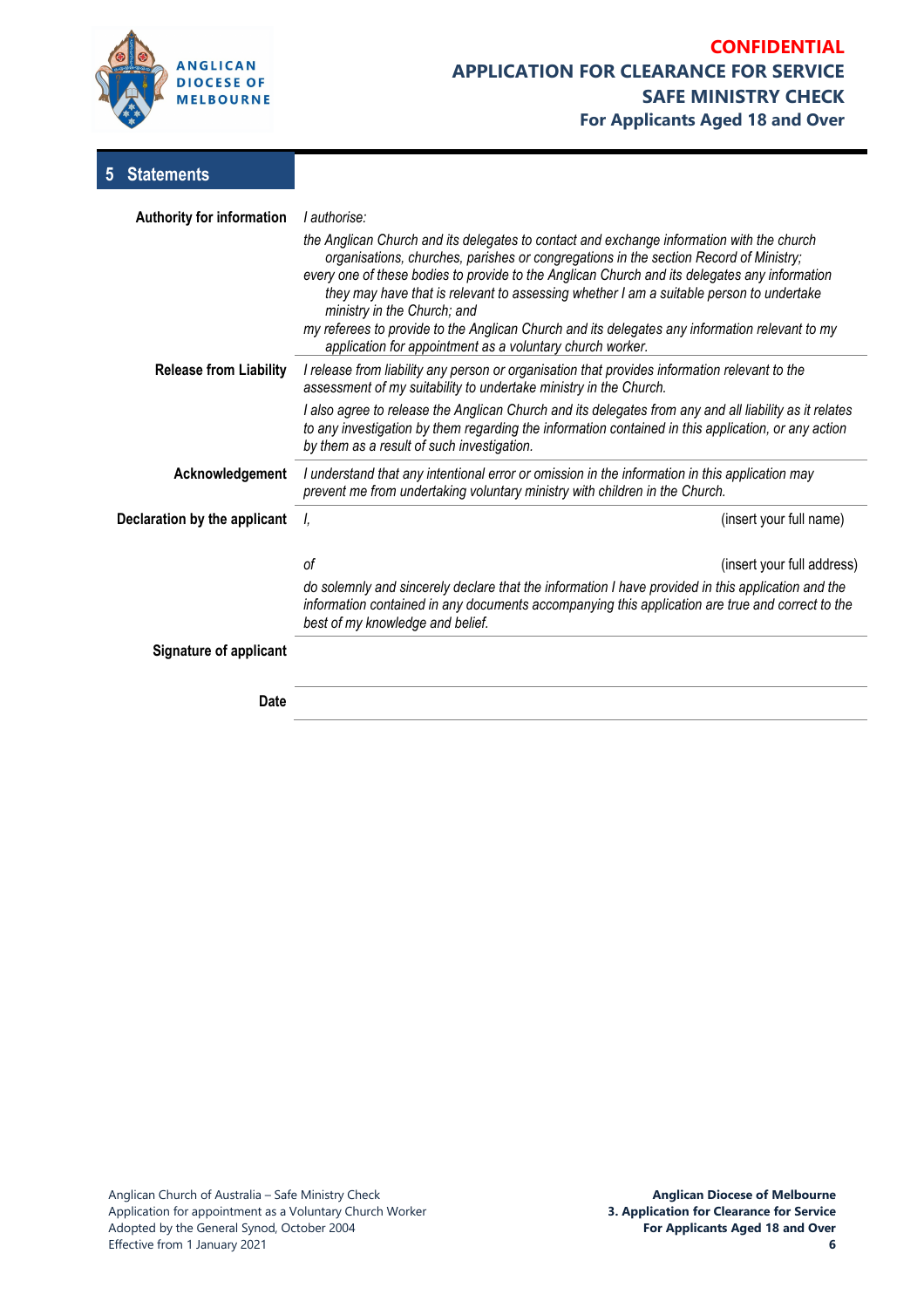**CONFIDENTIAL**
**APPLICATION FOR CLEARANCE FOR SERVICE**
**SAFE MINISTRY CHECK**
**For Applicants Aged 18 and Over**

## 5 Statements

| | |
|---|---|
| **Authority for information** | *I authorise:*<br>*the Anglican Church and its delegates to contact and exchange information with the church organisations, churches, parishes or congregations in the section Record of Ministry;*<br>*every one of these bodies to provide to the Anglican Church and its delegates any information they may have that is relevant to assessing whether I am a suitable person to undertake ministry in the Church; and*<br>*my referees to provide to the Anglican Church and its delegates any information relevant to my application for appointment as a voluntary church worker.* |
| **Release from Liability** | *I release from liability any person or organisation that provides information relevant to the assessment of my suitability to undertake ministry in the Church.*<br>*I also agree to release the Anglican Church and its delegates from any and all liability as it relates to any investigation by them regarding the information contained in this application, or any action by them as a result of such investigation.* |
| **Acknowledgement** | *I understand that any intentional error or omission in the information in this application may prevent me from undertaking voluntary ministry with children in the Church.* |
| **Declaration by the applicant** | *I,* (insert your full name)<br>*of* (insert your full address)<br>*do solemnly and sincerely declare that the information I have provided in this application and the information contained in any documents accompanying this application are true and correct to the best of my knowledge and belief.* |
| **Signature of applicant** | |
| **Date** | |

Anglican Church of Australia – Safe Ministry Check
Application for appointment as a Voluntary Church Worker
Adopted by the General Synod, October 2004
Effective from 1 January 2021

**Anglican Diocese of Melbourne**
**3. Application for Clearance for Service**
**For Applicants Aged 18 and Over**